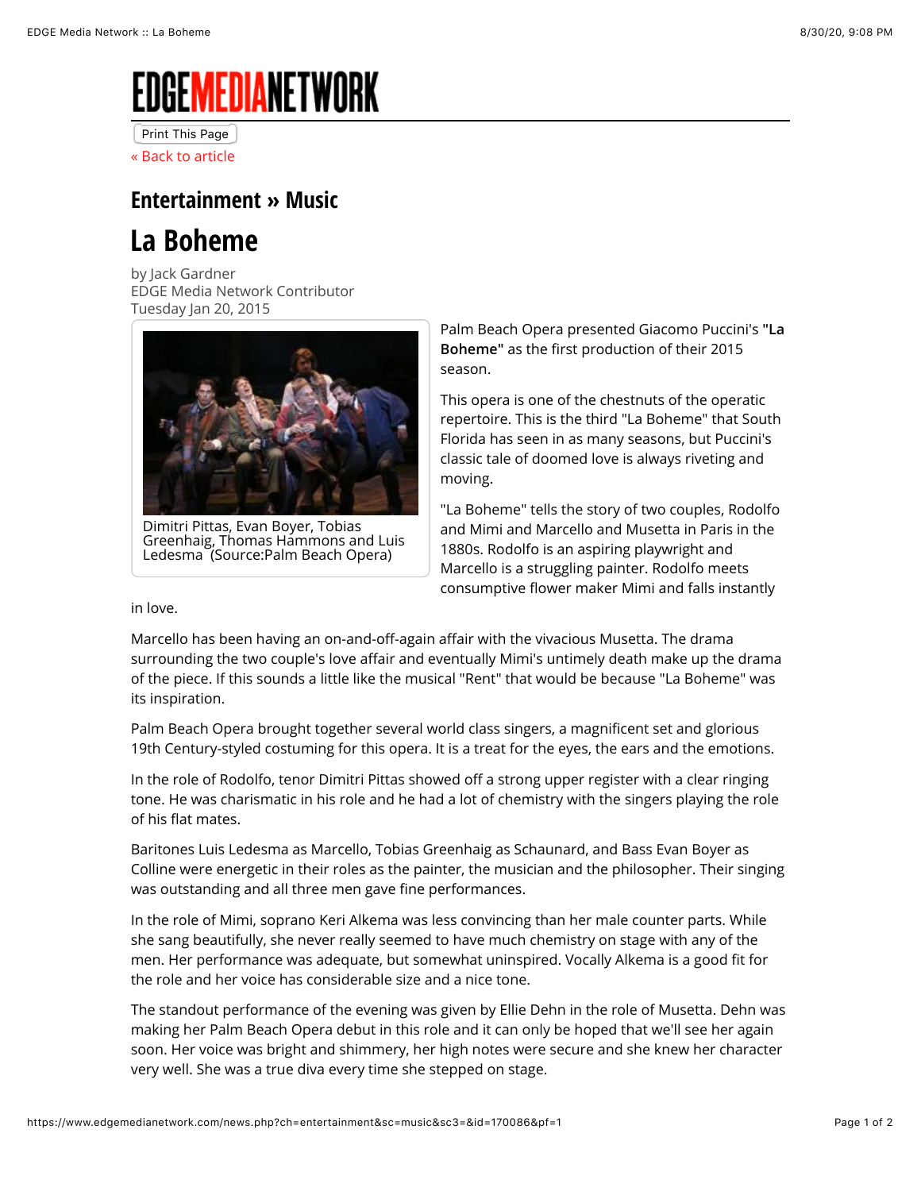# EDGE MEDIA NETWORK

Print This Page

« Back to article

## Entertainment » Music

# La Boheme

by Jack Gardner
EDGE Media Network Contributor
Tuesday Jan 20, 2015

Dimitri Pittas, Evan Boyer, Tobias Greenhaig, Thomas Hammons and Luis Ledesma (Source:Palm Beach Opera)

Palm Beach Opera presented Giacomo Puccini's **"La Boheme"** as the first production of their 2015 season.

This opera is one of the chestnuts of the operatic repertoire. This is the third "La Boheme" that South Florida has seen in as many seasons, but Puccini's classic tale of doomed love is always riveting and moving.

"La Boheme" tells the story of two couples, Rodolfo and Mimi and Marcello and Musetta in Paris in the 1880s. Rodolfo is an aspiring playwright and Marcello is a struggling painter. Rodolfo meets consumptive flower maker Mimi and falls instantly in love.

Marcello has been having an on-and-off-again affair with the vivacious Musetta. The drama surrounding the two couple's love affair and eventually Mimi's untimely death make up the drama of the piece. If this sounds a little like the musical "Rent" that would be because "La Boheme" was its inspiration.

Palm Beach Opera brought together several world class singers, a magnificent set and glorious 19th Century-styled costuming for this opera. It is a treat for the eyes, the ears and the emotions.

In the role of Rodolfo, tenor Dimitri Pittas showed off a strong upper register with a clear ringing tone. He was charismatic in his role and he had a lot of chemistry with the singers playing the role of his flat mates.

Baritones Luis Ledesma as Marcello, Tobias Greenhaig as Schaunard, and Bass Evan Boyer as Colline were energetic in their roles as the painter, the musician and the philosopher. Their singing was outstanding and all three men gave fine performances.

In the role of Mimi, soprano Keri Alkema was less convincing than her male counter parts. While she sang beautifully, she never really seemed to have much chemistry on stage with any of the men. Her performance was adequate, but somewhat uninspired. Vocally Alkema is a good fit for the role and her voice has considerable size and a nice tone.

The standout performance of the evening was given by Ellie Dehn in the role of Musetta. Dehn was making her Palm Beach Opera debut in this role and it can only be hoped that we'll see her again soon. Her voice was bright and shimmery, her high notes were secure and she knew her character very well. She was a true diva every time she stepped on stage.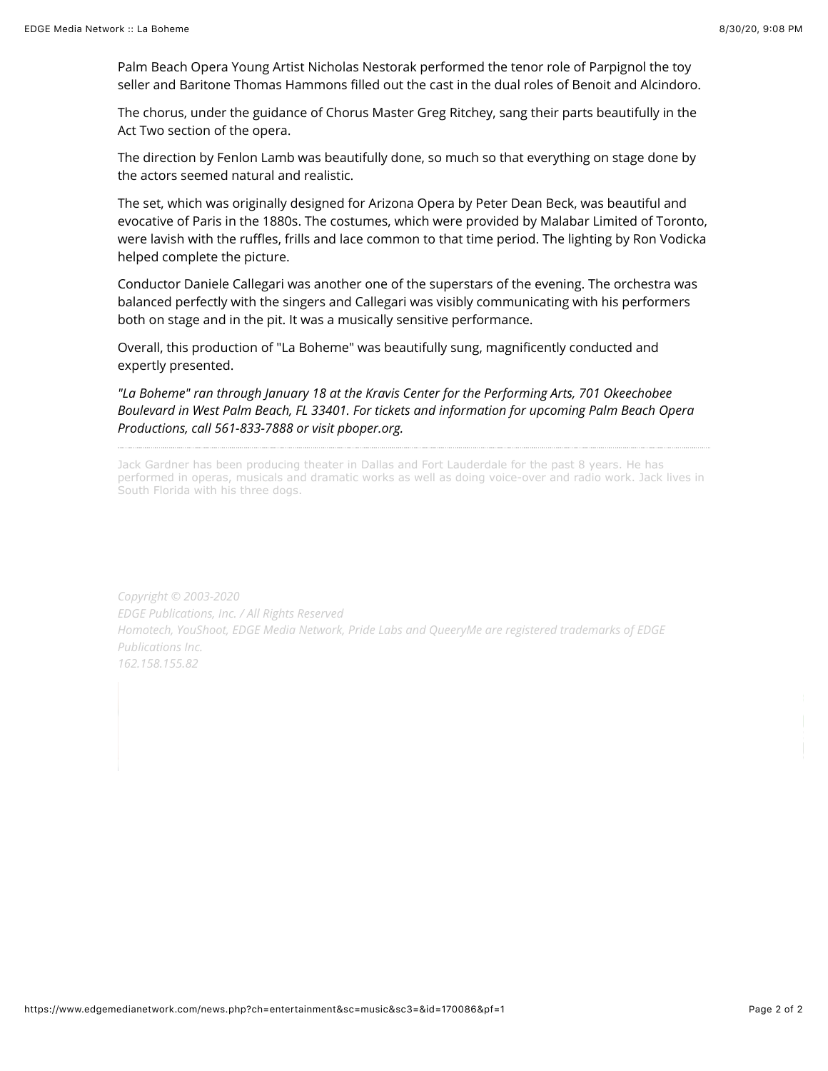Palm Beach Opera Young Artist Nicholas Nestorak performed the tenor role of Parpignol the toy seller and Baritone Thomas Hammons filled out the cast in the dual roles of Benoit and Alcindoro.

The chorus, under the guidance of Chorus Master Greg Ritchey, sang their parts beautifully in the Act Two section of the opera.

The direction by Fenlon Lamb was beautifully done, so much so that everything on stage done by the actors seemed natural and realistic.

The set, which was originally designed for Arizona Opera by Peter Dean Beck, was beautiful and evocative of Paris in the 1880s. The costumes, which were provided by Malabar Limited of Toronto, were lavish with the ruffles, frills and lace common to that time period. The lighting by Ron Vodicka helped complete the picture.

Conductor Daniele Callegari was another one of the superstars of the evening. The orchestra was balanced perfectly with the singers and Callegari was visibly communicating with his performers both on stage and in the pit. It was a musically sensitive performance.

Overall, this production of "La Boheme" was beautifully sung, magnificently conducted and expertly presented.

*"La Boheme" ran through January 18 at the Kravis Center for the Performing Arts, 701 Okeechobee Boulevard in West Palm Beach, FL 33401. For tickets and information for upcoming Palm Beach Opera Productions, call 561-833-7888 or visit pboper.org.*

---

Jack Gardner has been producing theater in Dallas and Fort Lauderdale for the past 8 years. He has performed in operas, musicals and dramatic works as well as doing voice-over and radio work. Jack lives in South Florida with his three dogs.

*Copyright © 2003-2020*
*EDGE Publications, Inc. / All Rights Reserved*
*Homotech, YouShoot, EDGE Media Network, Pride Labs and QueeryMe are registered trademarks of EDGE Publications Inc.*
*162.158.155.82*